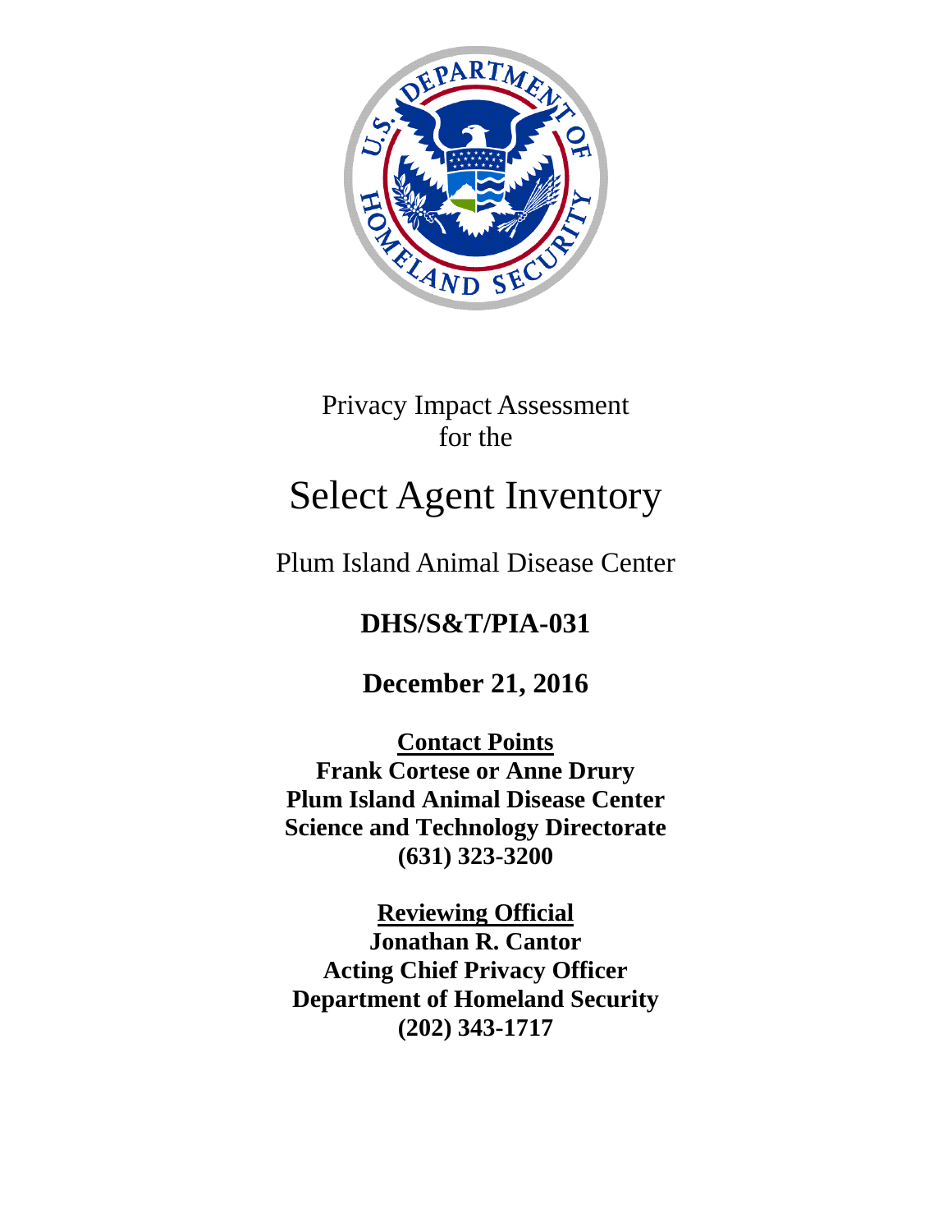Privacy Impact Assessment
for the

# Select Agent Inventory

Plum Island Animal Disease Center

**DHS/S&T/PIA-031**

**December 21, 2016**

**Contact Points**
**Frank Cortese or Anne Drury**
**Plum Island Animal Disease Center**
**Science and Technology Directorate**
**(631) 323-3200**

**Reviewing Official**
**Jonathan R. Cantor**
**Acting Chief Privacy Officer**
**Department of Homeland Security**
**(202) 343-1717**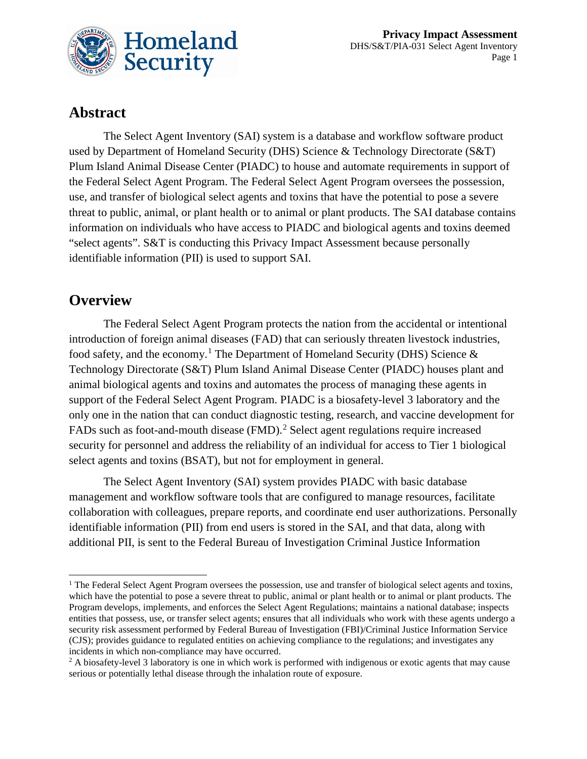## Abstract

The Select Agent Inventory (SAI) system is a database and workflow software product used by Department of Homeland Security (DHS) Science & Technology Directorate (S&T) Plum Island Animal Disease Center (PIADC) to house and automate requirements in support of the Federal Select Agent Program. The Federal Select Agent Program oversees the possession, use, and transfer of biological select agents and toxins that have the potential to pose a severe threat to public, animal, or plant health or to animal or plant products. The SAI database contains information on individuals who have access to PIADC and biological agents and toxins deemed "select agents". S&T is conducting this Privacy Impact Assessment because personally identifiable information (PII) is used to support SAI.

## Overview

The Federal Select Agent Program protects the nation from the accidental or intentional introduction of foreign animal diseases (FAD) that can seriously threaten livestock industries, food safety, and the economy.[1] The Department of Homeland Security (DHS) Science & Technology Directorate (S&T) Plum Island Animal Disease Center (PIADC) houses plant and animal biological agents and toxins and automates the process of managing these agents in support of the Federal Select Agent Program. PIADC is a biosafety-level 3 laboratory and the only one in the nation that can conduct diagnostic testing, research, and vaccine development for FADs such as foot-and-mouth disease (FMD).[2] Select agent regulations require increased security for personnel and address the reliability of an individual for access to Tier 1 biological select agents and toxins (BSAT), but not for employment in general.

The Select Agent Inventory (SAI) system provides PIADC with basic database management and workflow software tools that are configured to manage resources, facilitate collaboration with colleagues, prepare reports, and coordinate end user authorizations. Personally identifiable information (PII) from end users is stored in the SAI, and that data, along with additional PII, is sent to the Federal Bureau of Investigation Criminal Justice Information

---

[1] The Federal Select Agent Program oversees the possession, use and transfer of biological select agents and toxins, which have the potential to pose a severe threat to public, animal or plant health or to animal or plant products. The Program develops, implements, and enforces the Select Agent Regulations; maintains a national database; inspects entities that possess, use, or transfer select agents; ensures that all individuals who work with these agents undergo a security risk assessment performed by Federal Bureau of Investigation (FBI)/Criminal Justice Information Service (CJS); provides guidance to regulated entities on achieving compliance to the regulations; and investigates any incidents in which non-compliance may have occurred.

[2] A biosafety-level 3 laboratory is one in which work is performed with indigenous or exotic agents that may cause serious or potentially lethal disease through the inhalation route of exposure.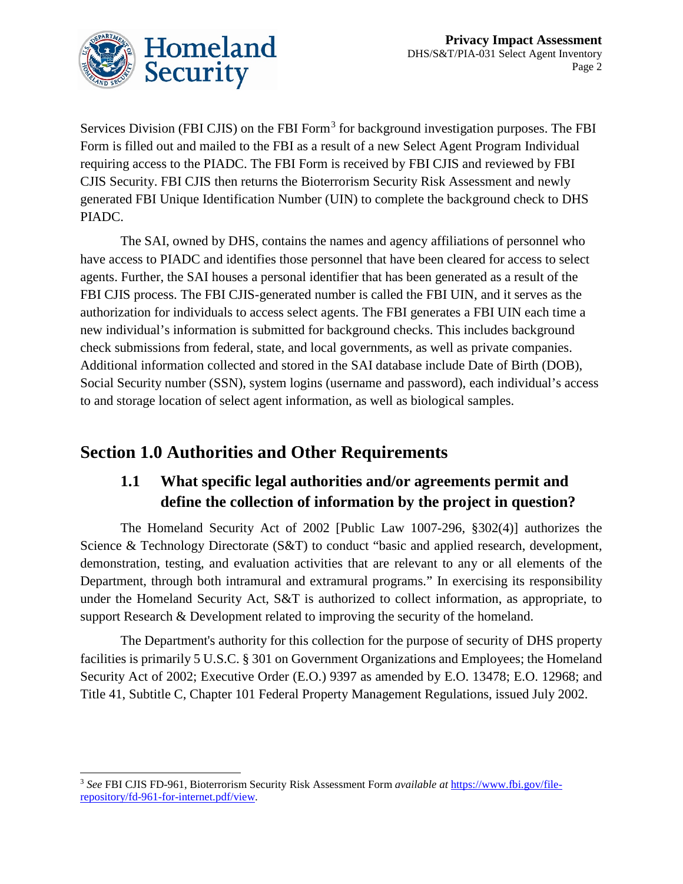Services Division (FBI CJIS) on the FBI Form[3] for background investigation purposes. The FBI Form is filled out and mailed to the FBI as a result of a new Select Agent Program Individual requiring access to the PIADC. The FBI Form is received by FBI CJIS and reviewed by FBI CJIS Security. FBI CJIS then returns the Bioterrorism Security Risk Assessment and newly generated FBI Unique Identification Number (UIN) to complete the background check to DHS PIADC.

The SAI, owned by DHS, contains the names and agency affiliations of personnel who have access to PIADC and identifies those personnel that have been cleared for access to select agents. Further, the SAI houses a personal identifier that has been generated as a result of the FBI CJIS process. The FBI CJIS-generated number is called the FBI UIN, and it serves as the authorization for individuals to access select agents. The FBI generates a FBI UIN each time a new individual's information is submitted for background checks. This includes background check submissions from federal, state, and local governments, as well as private companies. Additional information collected and stored in the SAI database include Date of Birth (DOB), Social Security number (SSN), system logins (username and password), each individual's access to and storage location of select agent information, as well as biological samples.

## Section 1.0 Authorities and Other Requirements

### 1.1 What specific legal authorities and/or agreements permit and define the collection of information by the project in question?

The Homeland Security Act of 2002 [Public Law 1007-296, §302(4)] authorizes the Science & Technology Directorate (S&T) to conduct "basic and applied research, development, demonstration, testing, and evaluation activities that are relevant to any or all elements of the Department, through both intramural and extramural programs." In exercising its responsibility under the Homeland Security Act, S&T is authorized to collect information, as appropriate, to support Research & Development related to improving the security of the homeland.

The Department's authority for this collection for the purpose of security of DHS property facilities is primarily 5 U.S.C. § 301 on Government Organizations and Employees; the Homeland Security Act of 2002; Executive Order (E.O.) 9397 as amended by E.O. 13478; E.O. 12968; and Title 41, Subtitle C, Chapter 101 Federal Property Management Regulations, issued July 2002.

---

[3] *See* FBI CJIS FD-961, Bioterrorism Security Risk Assessment Form *available at* https://www.fbi.gov/file-repository/fd-961-for-internet.pdf/view.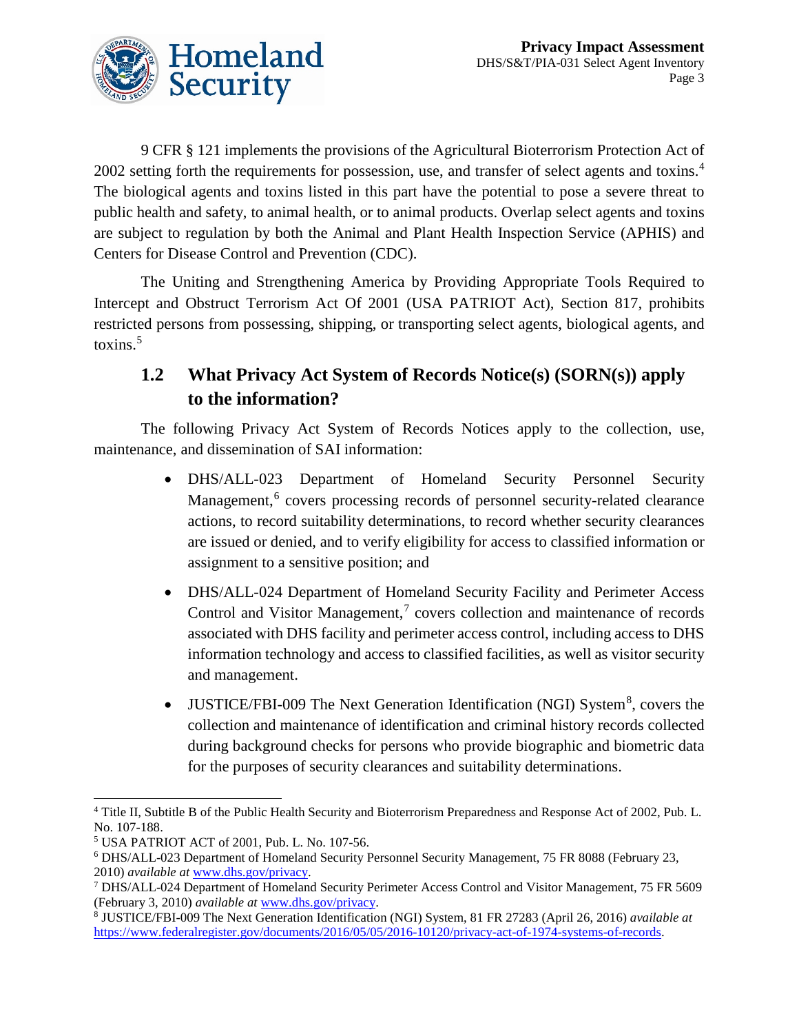9 CFR § 121 implements the provisions of the Agricultural Bioterrorism Protection Act of 2002 setting forth the requirements for possession, use, and transfer of select agents and toxins.[4] The biological agents and toxins listed in this part have the potential to pose a severe threat to public health and safety, to animal health, or to animal products. Overlap select agents and toxins are subject to regulation by both the Animal and Plant Health Inspection Service (APHIS) and Centers for Disease Control and Prevention (CDC).

The Uniting and Strengthening America by Providing Appropriate Tools Required to Intercept and Obstruct Terrorism Act Of 2001 (USA PATRIOT Act), Section 817, prohibits restricted persons from possessing, shipping, or transporting select agents, biological agents, and toxins.[5]

## 1.2 What Privacy Act System of Records Notice(s) (SORN(s)) apply to the information?

The following Privacy Act System of Records Notices apply to the collection, use, maintenance, and dissemination of SAI information:

- DHS/ALL-023 Department of Homeland Security Personnel Security Management,[6] covers processing records of personnel security-related clearance actions, to record suitability determinations, to record whether security clearances are issued or denied, and to verify eligibility for access to classified information or assignment to a sensitive position; and
- DHS/ALL-024 Department of Homeland Security Facility and Perimeter Access Control and Visitor Management,[7] covers collection and maintenance of records associated with DHS facility and perimeter access control, including access to DHS information technology and access to classified facilities, as well as visitor security and management.
- JUSTICE/FBI-009 The Next Generation Identification (NGI) System[8], covers the collection and maintenance of identification and criminal history records collected during background checks for persons who provide biographic and biometric data for the purposes of security clearances and suitability determinations.

---

[4] Title II, Subtitle B of the Public Health Security and Bioterrorism Preparedness and Response Act of 2002, Pub. L. No. 107-188.

[5] USA PATRIOT ACT of 2001, Pub. L. No. 107-56.

[6] DHS/ALL-023 Department of Homeland Security Personnel Security Management, 75 FR 8088 (February 23, 2010) *available at* www.dhs.gov/privacy.

[7] DHS/ALL-024 Department of Homeland Security Perimeter Access Control and Visitor Management, 75 FR 5609 (February 3, 2010) *available at* www.dhs.gov/privacy.

[8] JUSTICE/FBI-009 The Next Generation Identification (NGI) System, 81 FR 27283 (April 26, 2016) *available at* https://www.federalregister.gov/documents/2016/05/05/2016-10120/privacy-act-of-1974-systems-of-records.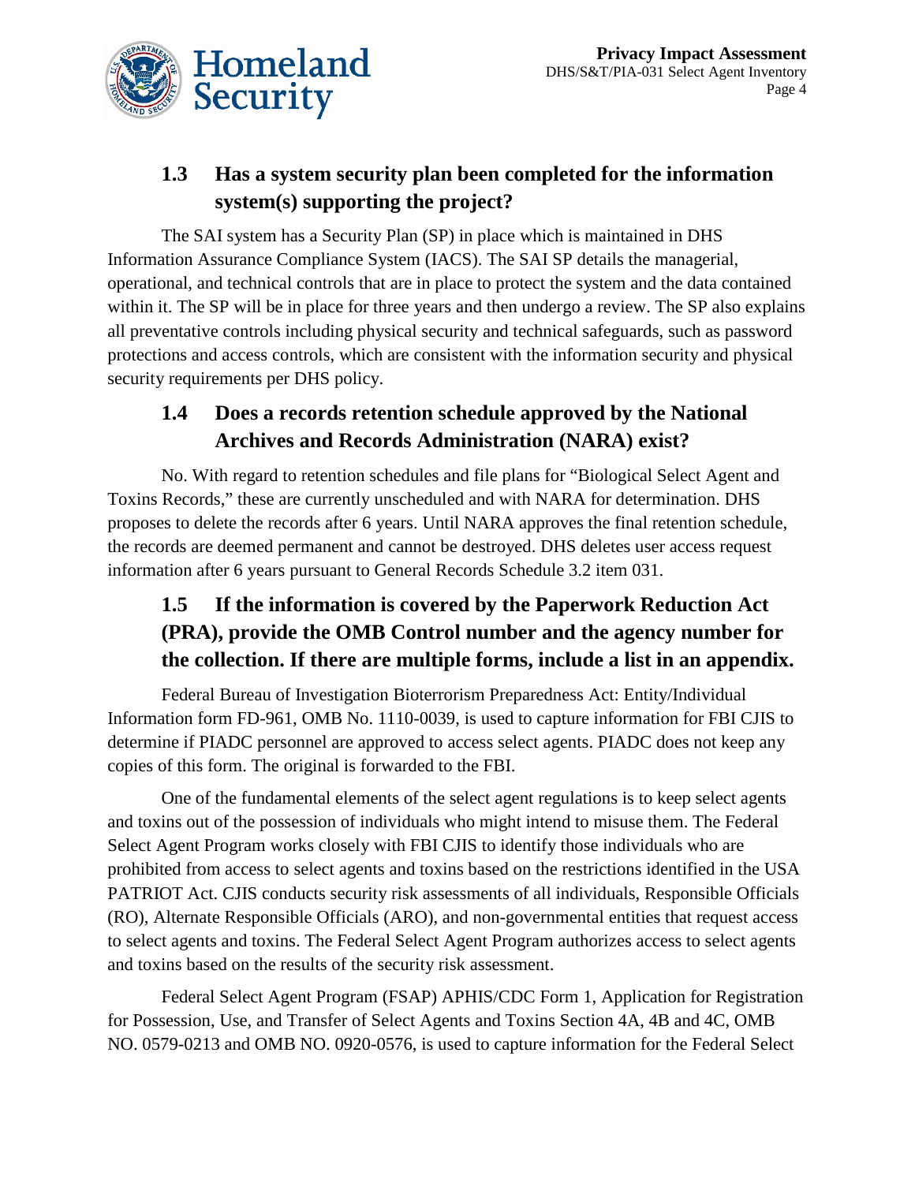## 1.3 Has a system security plan been completed for the information system(s) supporting the project?

The SAI system has a Security Plan (SP) in place which is maintained in DHS Information Assurance Compliance System (IACS). The SAI SP details the managerial, operational, and technical controls that are in place to protect the system and the data contained within it. The SP will be in place for three years and then undergo a review. The SP also explains all preventative controls including physical security and technical safeguards, such as password protections and access controls, which are consistent with the information security and physical security requirements per DHS policy.

## 1.4 Does a records retention schedule approved by the National Archives and Records Administration (NARA) exist?

No. With regard to retention schedules and file plans for "Biological Select Agent and Toxins Records," these are currently unscheduled and with NARA for determination. DHS proposes to delete the records after 6 years. Until NARA approves the final retention schedule, the records are deemed permanent and cannot be destroyed. DHS deletes user access request information after 6 years pursuant to General Records Schedule 3.2 item 031.

## 1.5 If the information is covered by the Paperwork Reduction Act (PRA), provide the OMB Control number and the agency number for the collection. If there are multiple forms, include a list in an appendix.

Federal Bureau of Investigation Bioterrorism Preparedness Act: Entity/Individual Information form FD-961, OMB No. 1110-0039, is used to capture information for FBI CJIS to determine if PIADC personnel are approved to access select agents. PIADC does not keep any copies of this form. The original is forwarded to the FBI.

One of the fundamental elements of the select agent regulations is to keep select agents and toxins out of the possession of individuals who might intend to misuse them. The Federal Select Agent Program works closely with FBI CJIS to identify those individuals who are prohibited from access to select agents and toxins based on the restrictions identified in the USA PATRIOT Act. CJIS conducts security risk assessments of all individuals, Responsible Officials (RO), Alternate Responsible Officials (ARO), and non-governmental entities that request access to select agents and toxins. The Federal Select Agent Program authorizes access to select agents and toxins based on the results of the security risk assessment.

Federal Select Agent Program (FSAP) APHIS/CDC Form 1, Application for Registration for Possession, Use, and Transfer of Select Agents and Toxins Section 4A, 4B and 4C, OMB NO. 0579-0213 and OMB NO. 0920-0576, is used to capture information for the Federal Select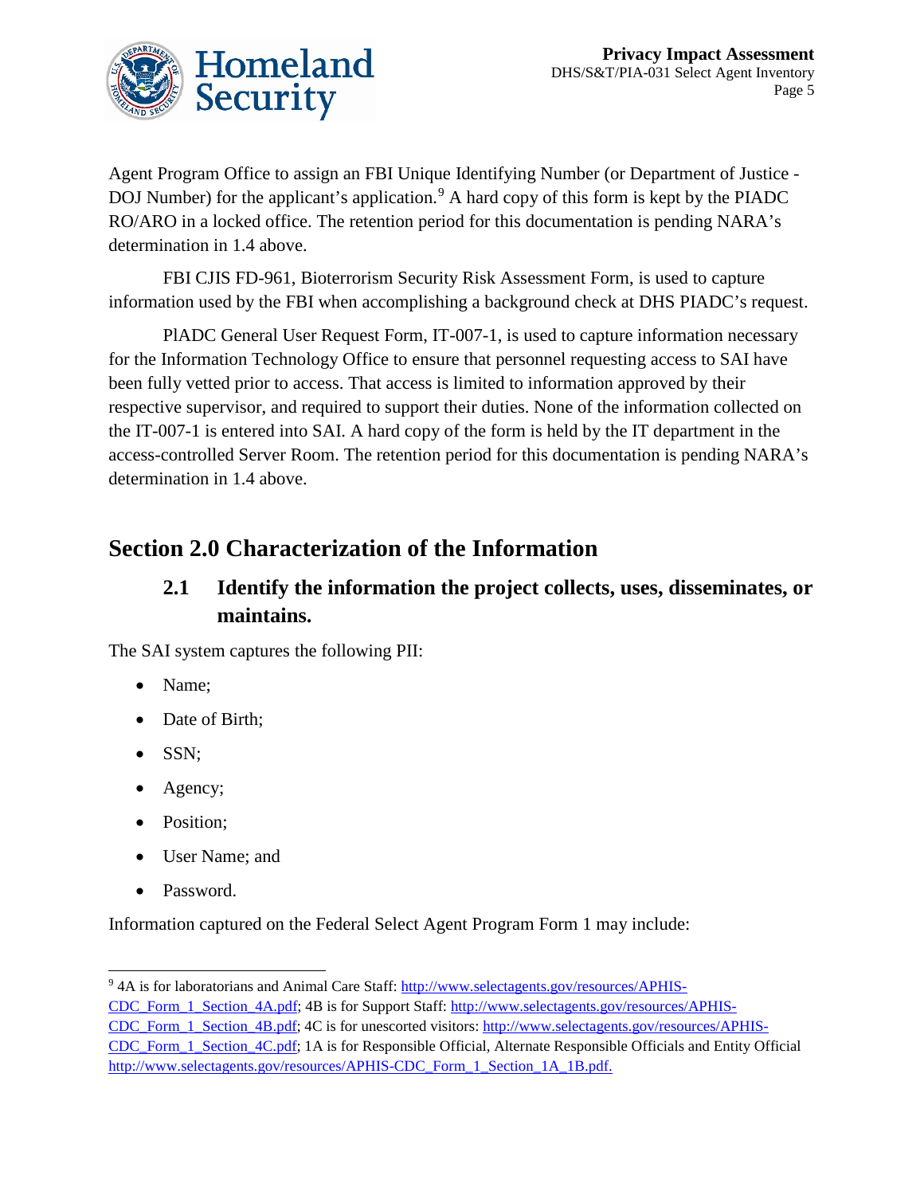Agent Program Office to assign an FBI Unique Identifying Number (or Department of Justice - DOJ Number) for the applicant's application.[9] A hard copy of this form is kept by the PIADC RO/ARO in a locked office. The retention period for this documentation is pending NARA's determination in 1.4 above.

FBI CJIS FD-961, Bioterrorism Security Risk Assessment Form, is used to capture information used by the FBI when accomplishing a background check at DHS PIADC's request.

PIADC General User Request Form, IT-007-1, is used to capture information necessary for the Information Technology Office to ensure that personnel requesting access to SAI have been fully vetted prior to access. That access is limited to information approved by their respective supervisor, and required to support their duties. None of the information collected on the IT-007-1 is entered into SAI. A hard copy of the form is held by the IT department in the access-controlled Server Room. The retention period for this documentation is pending NARA's determination in 1.4 above.

## Section 2.0 Characterization of the Information

### 2.1 Identify the information the project collects, uses, disseminates, or maintains.

The SAI system captures the following PII:

- Name;
- Date of Birth;
- SSN;
- Agency;
- Position;
- User Name; and
- Password.

Information captured on the Federal Select Agent Program Form 1 may include:

[9] 4A is for laboratorians and Animal Care Staff: http://www.selectagents.gov/resources/APHIS-CDC_Form_1_Section_4A.pdf; 4B is for Support Staff: http://www.selectagents.gov/resources/APHIS-CDC_Form_1_Section_4B.pdf; 4C is for unescorted visitors: http://www.selectagents.gov/resources/APHIS-CDC_Form_1_Section_4C.pdf; 1A is for Responsible Official, Alternate Responsible Officials and Entity Official http://www.selectagents.gov/resources/APHIS-CDC_Form_1_Section_1A_1B.pdf.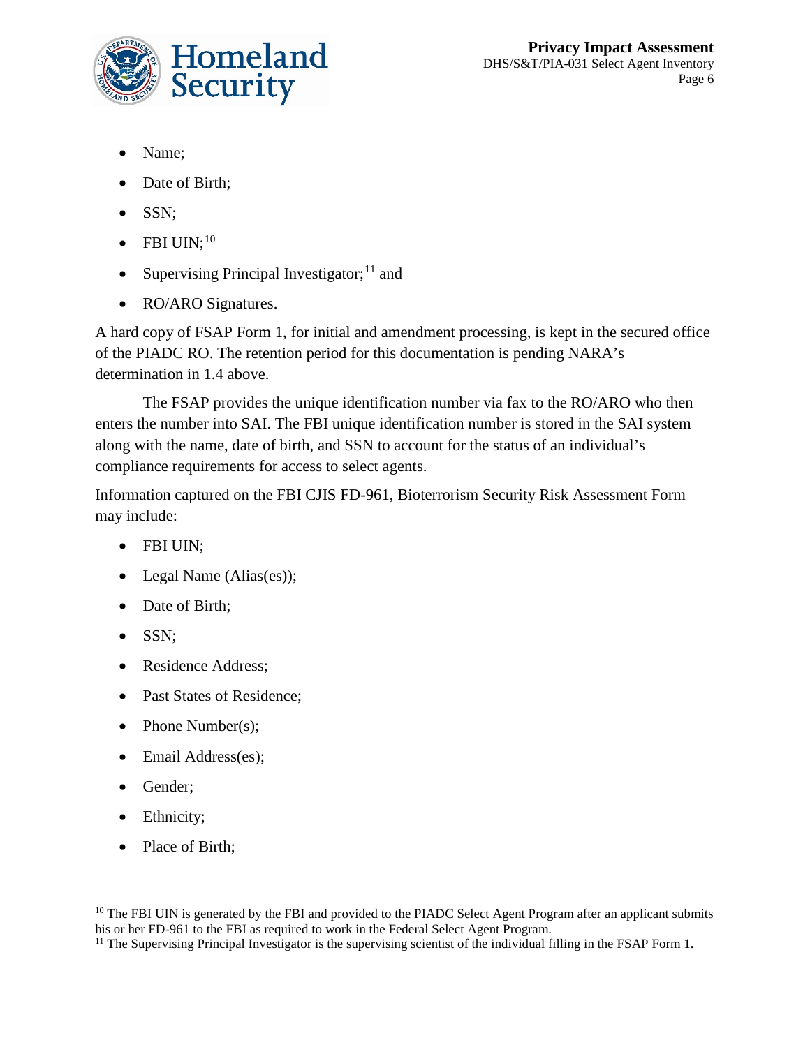- Name;
- Date of Birth;
- SSN;
- FBI UIN;[10]
- Supervising Principal Investigator;[11] and
- RO/ARO Signatures.

A hard copy of FSAP Form 1, for initial and amendment processing, is kept in the secured office of the PIADC RO. The retention period for this documentation is pending NARA's determination in 1.4 above.

The FSAP provides the unique identification number via fax to the RO/ARO who then enters the number into SAI. The FBI unique identification number is stored in the SAI system along with the name, date of birth, and SSN to account for the status of an individual's compliance requirements for access to select agents.

Information captured on the FBI CJIS FD-961, Bioterrorism Security Risk Assessment Form may include:

- FBI UIN;
- Legal Name (Alias(es));
- Date of Birth;
- SSN;
- Residence Address;
- Past States of Residence;
- Phone Number(s);
- Email Address(es);
- Gender;
- Ethnicity;
- Place of Birth;

[10] The FBI UIN is generated by the FBI and provided to the PIADC Select Agent Program after an applicant submits his or her FD-961 to the FBI as required to work in the Federal Select Agent Program.

[11] The Supervising Principal Investigator is the supervising scientist of the individual filling in the FSAP Form 1.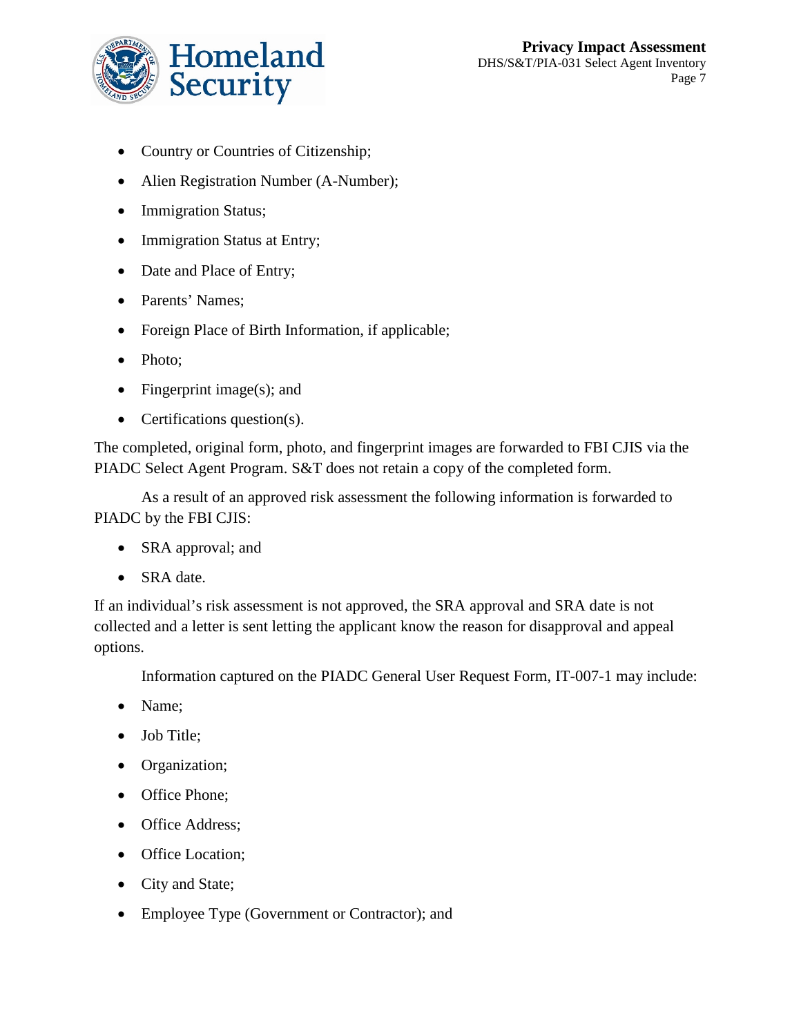- Country or Countries of Citizenship;
- Alien Registration Number (A-Number);
- Immigration Status;
- Immigration Status at Entry;
- Date and Place of Entry;
- Parents' Names;
- Foreign Place of Birth Information, if applicable;
- Photo;
- Fingerprint image(s); and
- Certifications question(s).

The completed, original form, photo, and fingerprint images are forwarded to FBI CJIS via the PIADC Select Agent Program. S&T does not retain a copy of the completed form.

As a result of an approved risk assessment the following information is forwarded to PIADC by the FBI CJIS:

- SRA approval; and
- SRA date.

If an individual's risk assessment is not approved, the SRA approval and SRA date is not collected and a letter is sent letting the applicant know the reason for disapproval and appeal options.

Information captured on the PIADC General User Request Form, IT-007-1 may include:

- Name;
- Job Title;
- Organization;
- Office Phone;
- Office Address;
- Office Location;
- City and State;
- Employee Type (Government or Contractor); and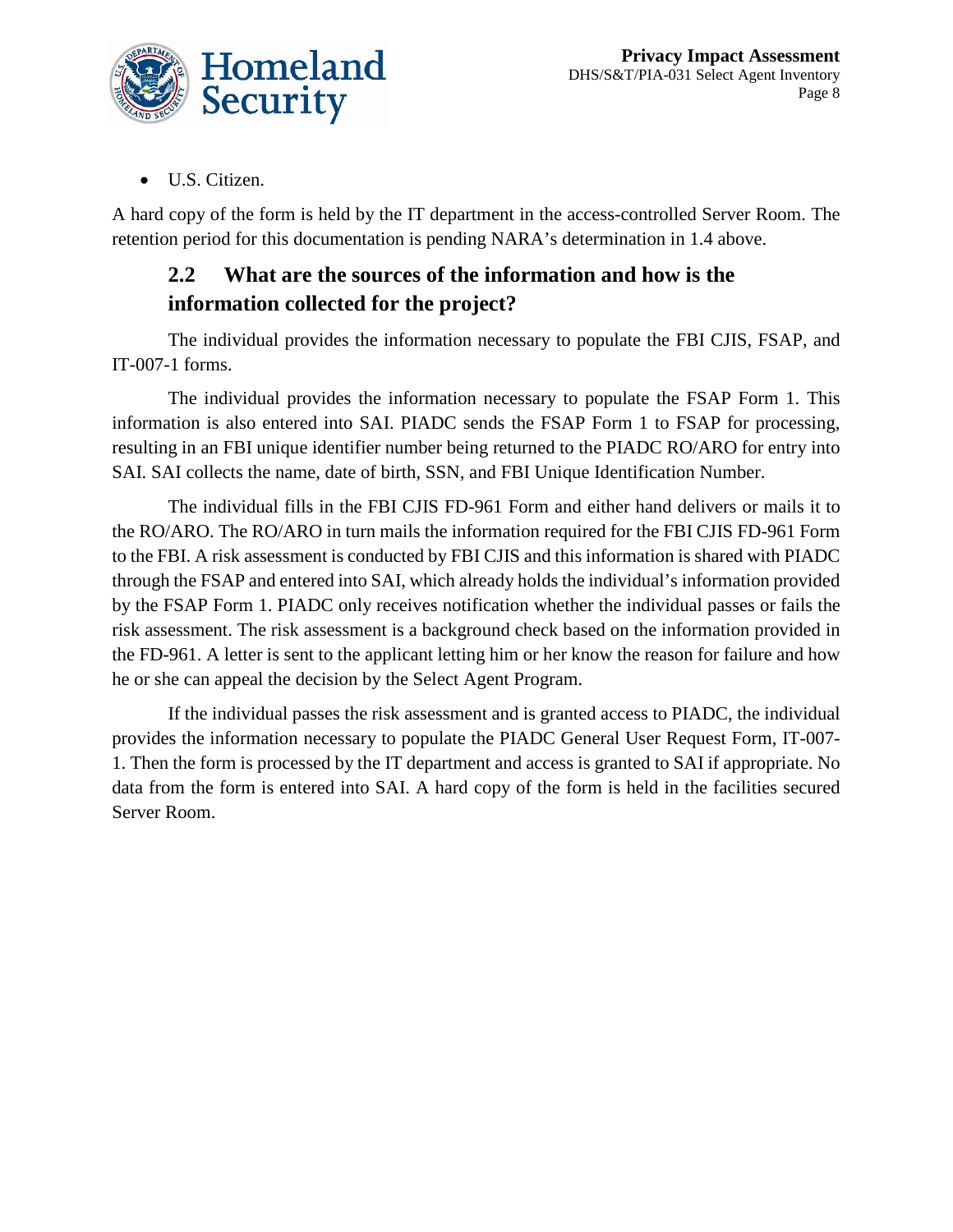- U.S. Citizen.

A hard copy of the form is held by the IT department in the access-controlled Server Room. The retention period for this documentation is pending NARA's determination in 1.4 above.

## 2.2 What are the sources of the information and how is the information collected for the project?

The individual provides the information necessary to populate the FBI CJIS, FSAP, and IT-007-1 forms.

The individual provides the information necessary to populate the FSAP Form 1. This information is also entered into SAI. PIADC sends the FSAP Form 1 to FSAP for processing, resulting in an FBI unique identifier number being returned to the PIADC RO/ARO for entry into SAI. SAI collects the name, date of birth, SSN, and FBI Unique Identification Number.

The individual fills in the FBI CJIS FD-961 Form and either hand delivers or mails it to the RO/ARO. The RO/ARO in turn mails the information required for the FBI CJIS FD-961 Form to the FBI. A risk assessment is conducted by FBI CJIS and this information is shared with PIADC through the FSAP and entered into SAI, which already holds the individual's information provided by the FSAP Form 1. PIADC only receives notification whether the individual passes or fails the risk assessment. The risk assessment is a background check based on the information provided in the FD-961. A letter is sent to the applicant letting him or her know the reason for failure and how he or she can appeal the decision by the Select Agent Program.

If the individual passes the risk assessment and is granted access to PIADC, the individual provides the information necessary to populate the PIADC General User Request Form, IT-007-1. Then the form is processed by the IT department and access is granted to SAI if appropriate. No data from the form is entered into SAI. A hard copy of the form is held in the facilities secured Server Room.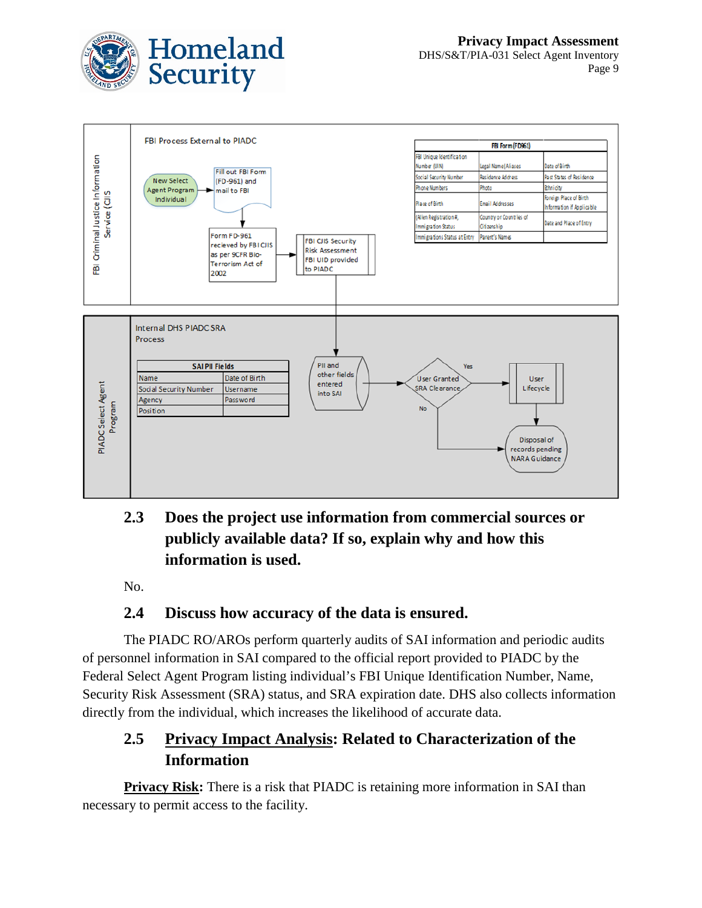FBI Criminal Justice Information Service (CJIS)

FBI Process External to PIADC

New Select Agent Program Individual → Fill out FBI Form (FD-961) and mail to FBI → Form FD-961 recieved by FBI CJIS as per 9CFR Bio-Terrorism Act of 2002 → FBI CJIS Security Risk Assessment FBI UID provided to PIADC

| FBI Form (FD961) | | |
|---|---|---|
| FBI Unique Identification Number (UIN) | Legal Name/Aliases | Date of Birth |
| Social Security Number | Residence Address | Past Status of Residence |
| Phone Numbers | Photo | Ethnicity |
| Place of Birth | Email Addresses | Foreign Place of Birth Information if Applicable |
| (Alien Registration#, Immigration Status | Country or Countries of Citizenship | Date and Place of Entry |
| Immigrations Status at Entry | Parent's Names | |

PIADC Select Agent Program

Internal DHS PIADC SRA Process

| SAI PII Fields | |
|---|---|
| Name | Date of Birth |
| Social Security Number | Username |
| Agency | Password |
| Position | |

PII and other fields entered into SAI → User Granted SRA Clearance → Yes: User Lifecycle → Disposal of records pending NARA Guidance; No: Disposal of records pending NARA Guidance

## 2.3 Does the project use information from commercial sources or publicly available data? If so, explain why and how this information is used.

No.

## 2.4 Discuss how accuracy of the data is ensured.

The PIADC RO/AROs perform quarterly audits of SAI information and periodic audits of personnel information in SAI compared to the official report provided to PIADC by the Federal Select Agent Program listing individual's FBI Unique Identification Number, Name, Security Risk Assessment (SRA) status, and SRA expiration date. DHS also collects information directly from the individual, which increases the likelihood of accurate data.

## 2.5 Privacy Impact Analysis: Related to Characterization of the Information

**Privacy Risk:** There is a risk that PIADC is retaining more information in SAI than necessary to permit access to the facility.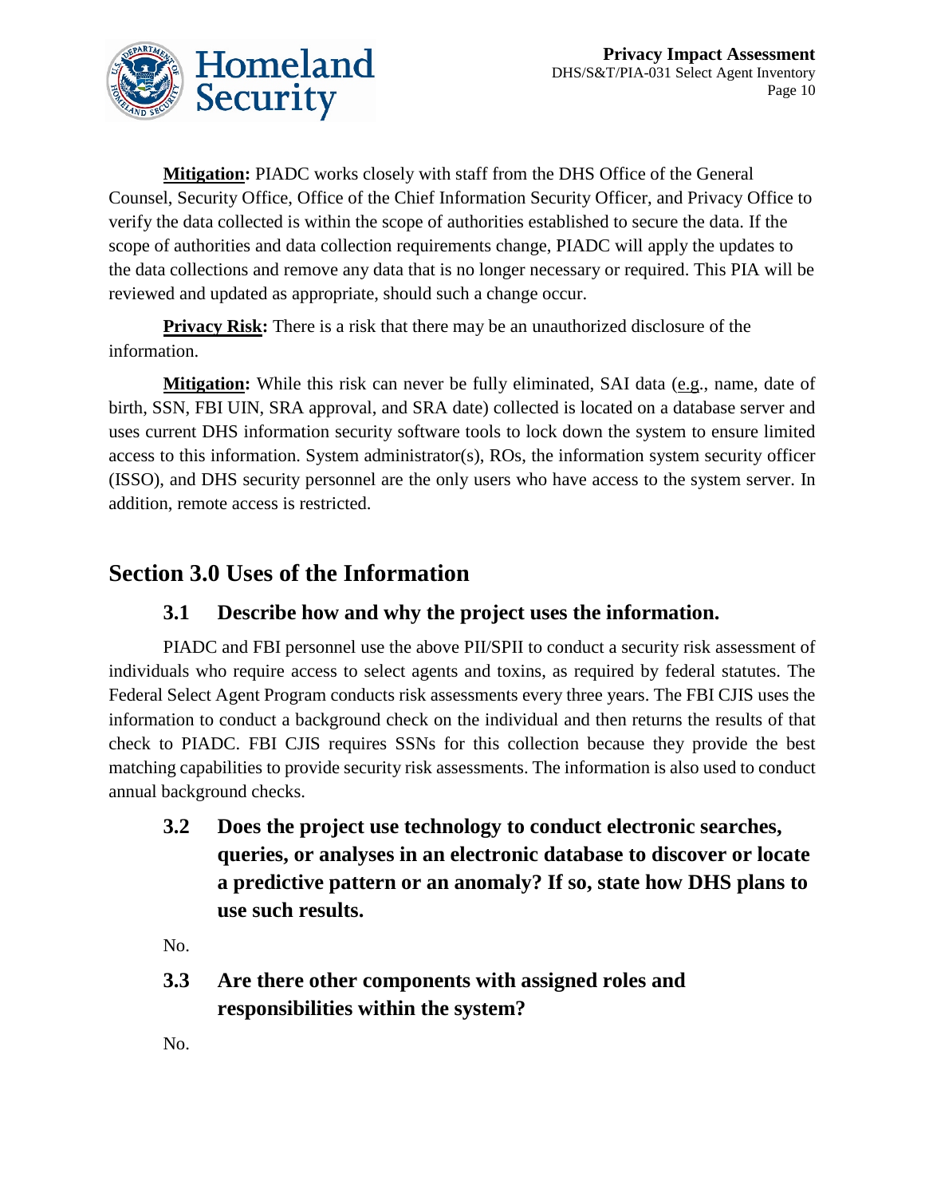**Mitigation:** PIADC works closely with staff from the DHS Office of the General Counsel, Security Office, Office of the Chief Information Security Officer, and Privacy Office to verify the data collected is within the scope of authorities established to secure the data. If the scope of authorities and data collection requirements change, PIADC will apply the updates to the data collections and remove any data that is no longer necessary or required. This PIA will be reviewed and updated as appropriate, should such a change occur.

**Privacy Risk:** There is a risk that there may be an unauthorized disclosure of the information.

**Mitigation:** While this risk can never be fully eliminated, SAI data (e.g., name, date of birth, SSN, FBI UIN, SRA approval, and SRA date) collected is located on a database server and uses current DHS information security software tools to lock down the system to ensure limited access to this information. System administrator(s), ROs, the information system security officer (ISSO), and DHS security personnel are the only users who have access to the system server. In addition, remote access is restricted.

## Section 3.0 Uses of the Information

### 3.1 Describe how and why the project uses the information.

PIADC and FBI personnel use the above PII/SPII to conduct a security risk assessment of individuals who require access to select agents and toxins, as required by federal statutes. The Federal Select Agent Program conducts risk assessments every three years. The FBI CJIS uses the information to conduct a background check on the individual and then returns the results of that check to PIADC. FBI CJIS requires SSNs for this collection because they provide the best matching capabilities to provide security risk assessments. The information is also used to conduct annual background checks.

### 3.2 Does the project use technology to conduct electronic searches, queries, or analyses in an electronic database to discover or locate a predictive pattern or an anomaly? If so, state how DHS plans to use such results.

No.

### 3.3 Are there other components with assigned roles and responsibilities within the system?

No.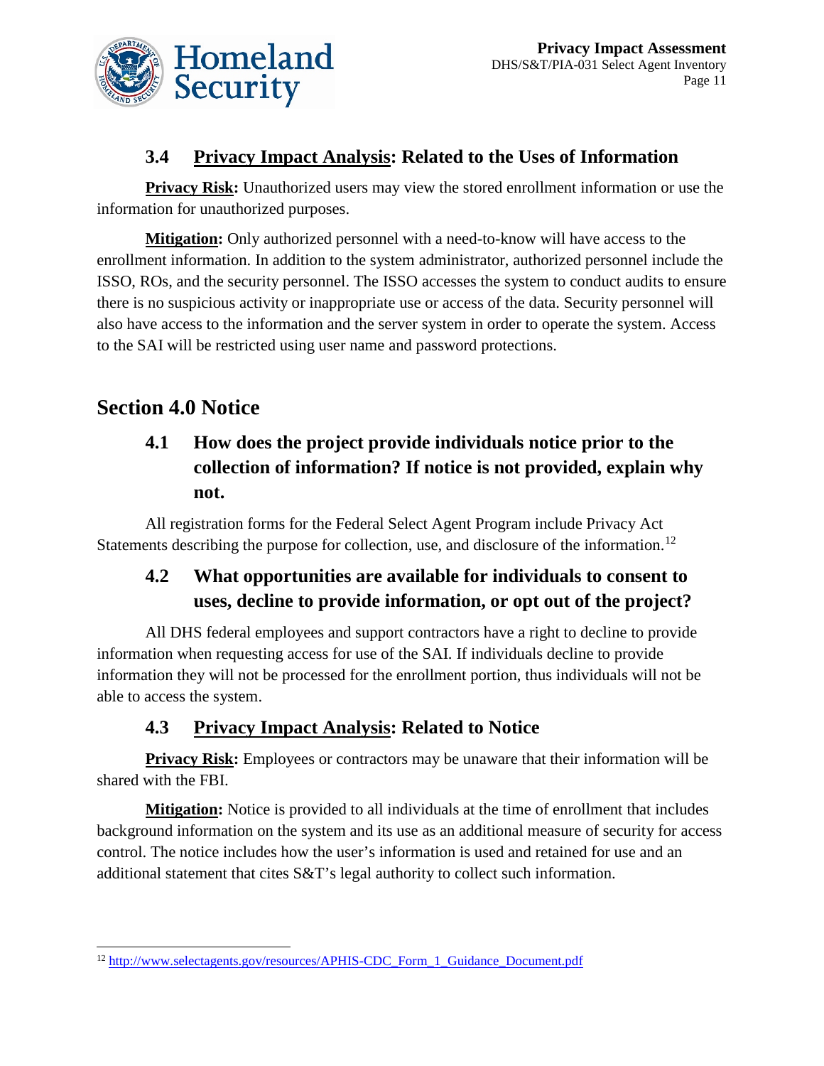### 3.4 Privacy Impact Analysis: Related to the Uses of Information

**Privacy Risk:** Unauthorized users may view the stored enrollment information or use the information for unauthorized purposes.

**Mitigation:** Only authorized personnel with a need-to-know will have access to the enrollment information. In addition to the system administrator, authorized personnel include the ISSO, ROs, and the security personnel. The ISSO accesses the system to conduct audits to ensure there is no suspicious activity or inappropriate use or access of the data. Security personnel will also have access to the information and the server system in order to operate the system. Access to the SAI will be restricted using user name and password protections.

## Section 4.0 Notice

### 4.1 How does the project provide individuals notice prior to the collection of information? If notice is not provided, explain why not.

All registration forms for the Federal Select Agent Program include Privacy Act Statements describing the purpose for collection, use, and disclosure of the information.[12]

### 4.2 What opportunities are available for individuals to consent to uses, decline to provide information, or opt out of the project?

All DHS federal employees and support contractors have a right to decline to provide information when requesting access for use of the SAI. If individuals decline to provide information they will not be processed for the enrollment portion, thus individuals will not be able to access the system.

### 4.3 Privacy Impact Analysis: Related to Notice

**Privacy Risk:** Employees or contractors may be unaware that their information will be shared with the FBI.

**Mitigation:** Notice is provided to all individuals at the time of enrollment that includes background information on the system and its use as an additional measure of security for access control. The notice includes how the user's information is used and retained for use and an additional statement that cites S&T's legal authority to collect such information.

---

[12] http://www.selectagents.gov/resources/APHIS-CDC_Form_1_Guidance_Document.pdf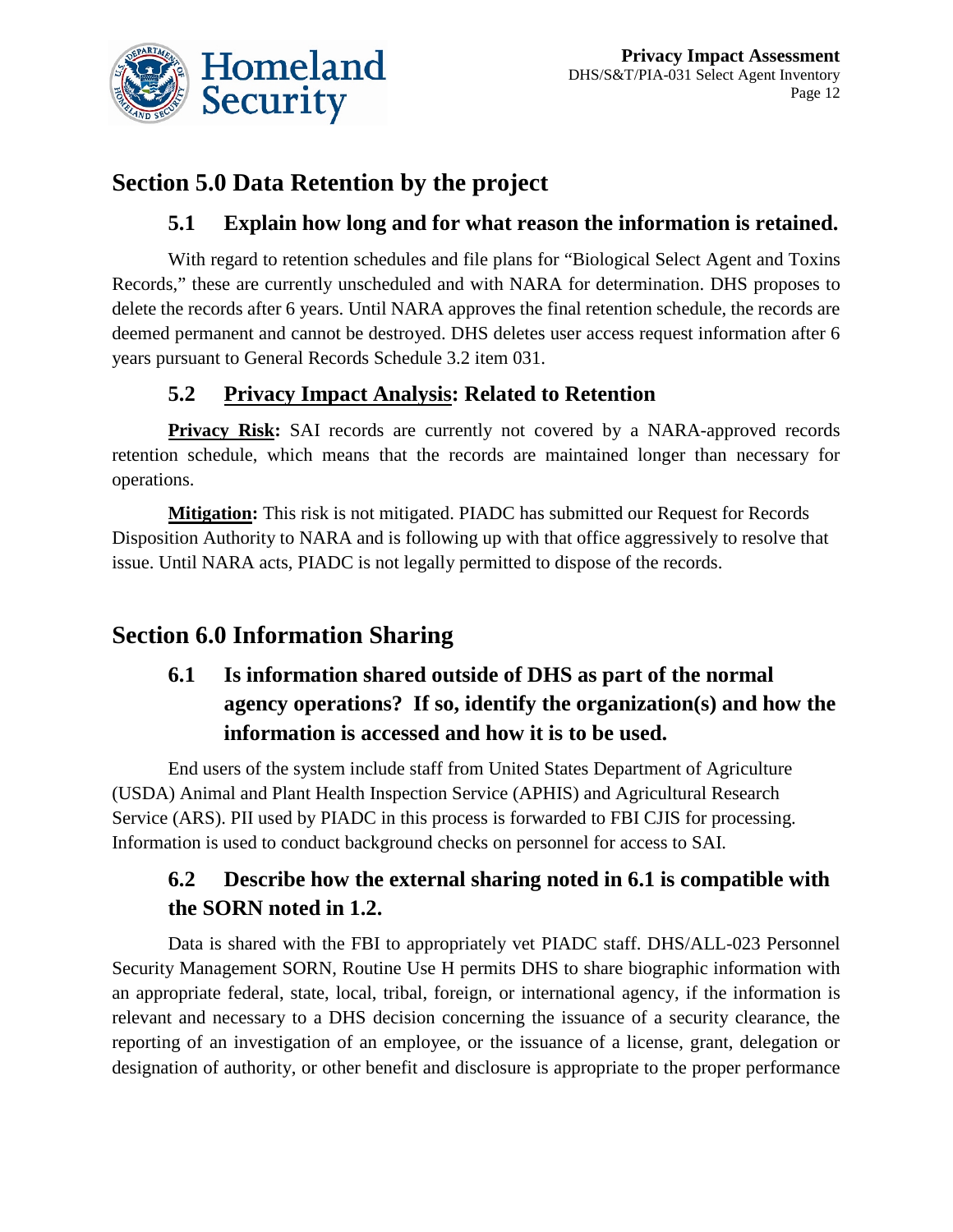## Section 5.0 Data Retention by the project

### 5.1 Explain how long and for what reason the information is retained.

With regard to retention schedules and file plans for "Biological Select Agent and Toxins Records," these are currently unscheduled and with NARA for determination. DHS proposes to delete the records after 6 years. Until NARA approves the final retention schedule, the records are deemed permanent and cannot be destroyed. DHS deletes user access request information after 6 years pursuant to General Records Schedule 3.2 item 031.

### 5.2 <u>Privacy Impact Analysis</u>: Related to Retention

**<u>Privacy Risk</u>:** SAI records are currently not covered by a NARA-approved records retention schedule, which means that the records are maintained longer than necessary for operations.

**<u>Mitigation</u>:** This risk is not mitigated. PIADC has submitted our Request for Records Disposition Authority to NARA and is following up with that office aggressively to resolve that issue. Until NARA acts, PIADC is not legally permitted to dispose of the records.

## Section 6.0 Information Sharing

### 6.1 Is information shared outside of DHS as part of the normal agency operations? If so, identify the organization(s) and how the information is accessed and how it is to be used.

End users of the system include staff from United States Department of Agriculture (USDA) Animal and Plant Health Inspection Service (APHIS) and Agricultural Research Service (ARS). PII used by PIADC in this process is forwarded to FBI CJIS for processing. Information is used to conduct background checks on personnel for access to SAI.

### 6.2 Describe how the external sharing noted in 6.1 is compatible with the SORN noted in 1.2.

Data is shared with the FBI to appropriately vet PIADC staff. DHS/ALL-023 Personnel Security Management SORN, Routine Use H permits DHS to share biographic information with an appropriate federal, state, local, tribal, foreign, or international agency, if the information is relevant and necessary to a DHS decision concerning the issuance of a security clearance, the reporting of an investigation of an employee, or the issuance of a license, grant, delegation or designation of authority, or other benefit and disclosure is appropriate to the proper performance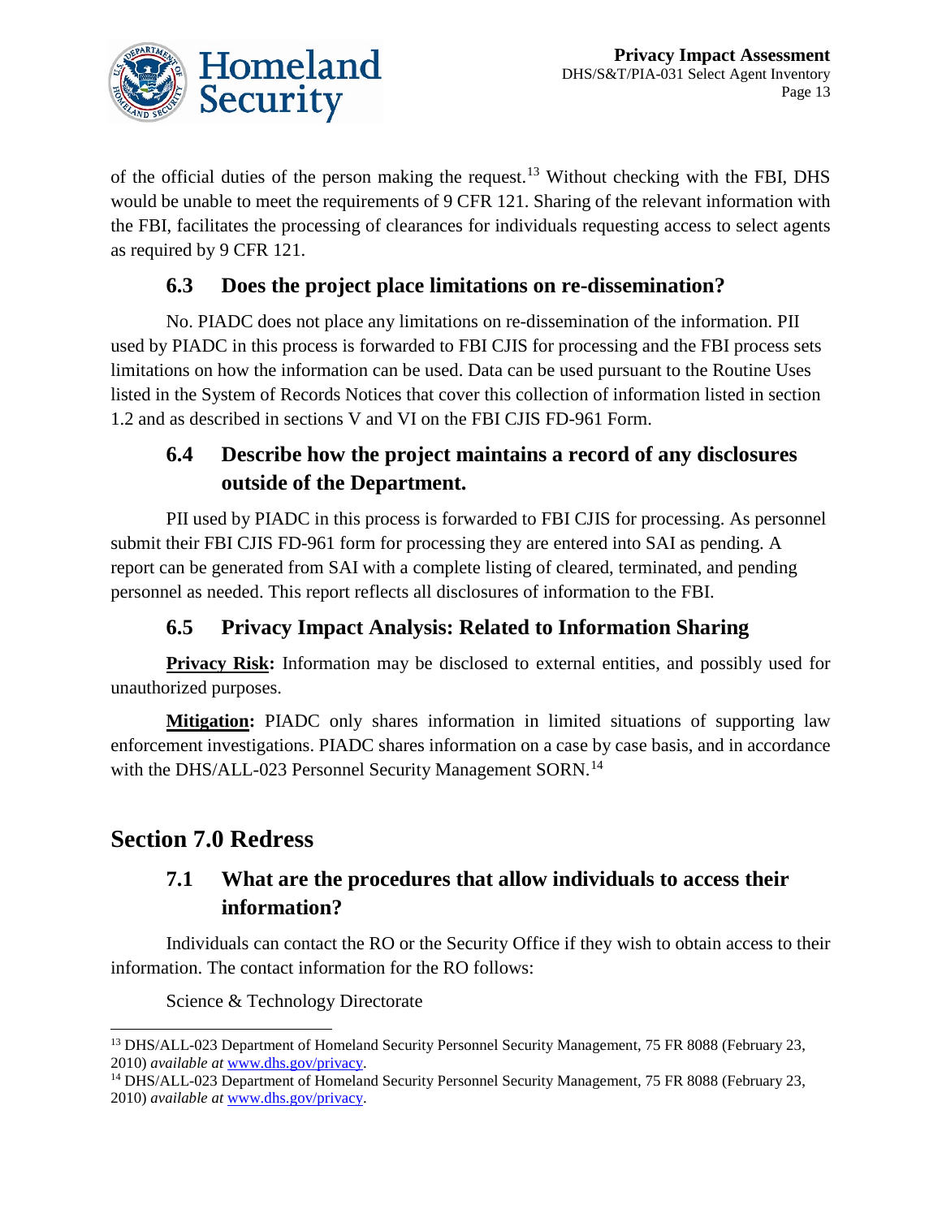of the official duties of the person making the request.[13] Without checking with the FBI, DHS would be unable to meet the requirements of 9 CFR 121. Sharing of the relevant information with the FBI, facilitates the processing of clearances for individuals requesting access to select agents as required by 9 CFR 121.

### 6.3 Does the project place limitations on re-dissemination?

No. PIADC does not place any limitations on re-dissemination of the information. PII used by PIADC in this process is forwarded to FBI CJIS for processing and the FBI process sets limitations on how the information can be used. Data can be used pursuant to the Routine Uses listed in the System of Records Notices that cover this collection of information listed in section 1.2 and as described in sections V and VI on the FBI CJIS FD-961 Form.

### 6.4 Describe how the project maintains a record of any disclosures outside of the Department.

PII used by PIADC in this process is forwarded to FBI CJIS for processing. As personnel submit their FBI CJIS FD-961 form for processing they are entered into SAI as pending. A report can be generated from SAI with a complete listing of cleared, terminated, and pending personnel as needed. This report reflects all disclosures of information to the FBI.

### 6.5 Privacy Impact Analysis: Related to Information Sharing

**Privacy Risk:** Information may be disclosed to external entities, and possibly used for unauthorized purposes.

**Mitigation:** PIADC only shares information in limited situations of supporting law enforcement investigations. PIADC shares information on a case by case basis, and in accordance with the DHS/ALL-023 Personnel Security Management SORN.[14]

## Section 7.0 Redress

### 7.1 What are the procedures that allow individuals to access their information?

Individuals can contact the RO or the Security Office if they wish to obtain access to their information. The contact information for the RO follows:

Science & Technology Directorate

---

[13] DHS/ALL-023 Department of Homeland Security Personnel Security Management, 75 FR 8088 (February 23, 2010) *available at* www.dhs.gov/privacy.

[14] DHS/ALL-023 Department of Homeland Security Personnel Security Management, 75 FR 8088 (February 23, 2010) *available at* www.dhs.gov/privacy.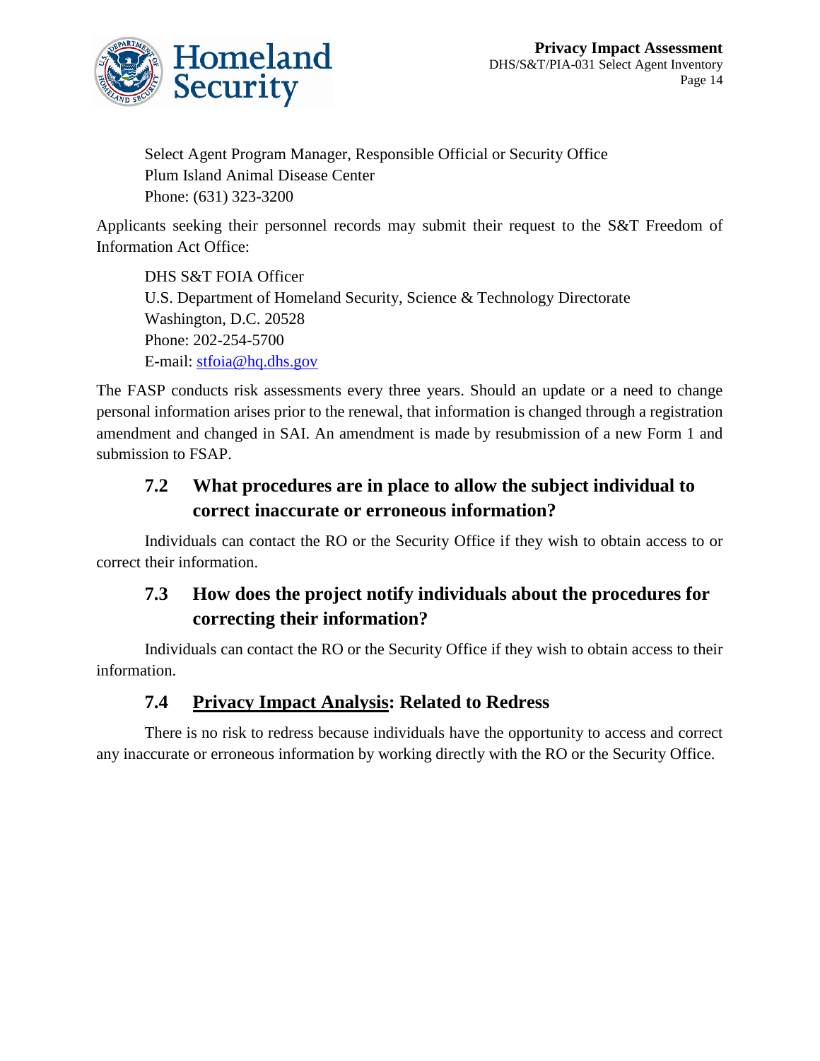Select Agent Program Manager, Responsible Official or Security Office
Plum Island Animal Disease Center
Phone: (631) 323-3200

Applicants seeking their personnel records may submit their request to the S&T Freedom of Information Act Office:

DHS S&T FOIA Officer
U.S. Department of Homeland Security, Science & Technology Directorate
Washington, D.C. 20528
Phone: 202-254-5700
E-mail: stfoia@hq.dhs.gov

The FASP conducts risk assessments every three years. Should an update or a need to change personal information arises prior to the renewal, that information is changed through a registration amendment and changed in SAI. An amendment is made by resubmission of a new Form 1 and submission to FSAP.

### 7.2 What procedures are in place to allow the subject individual to correct inaccurate or erroneous information?

Individuals can contact the RO or the Security Office if they wish to obtain access to or correct their information.

### 7.3 How does the project notify individuals about the procedures for correcting their information?

Individuals can contact the RO or the Security Office if they wish to obtain access to their information.

### 7.4 Privacy Impact Analysis: Related to Redress

There is no risk to redress because individuals have the opportunity to access and correct any inaccurate or erroneous information by working directly with the RO or the Security Office.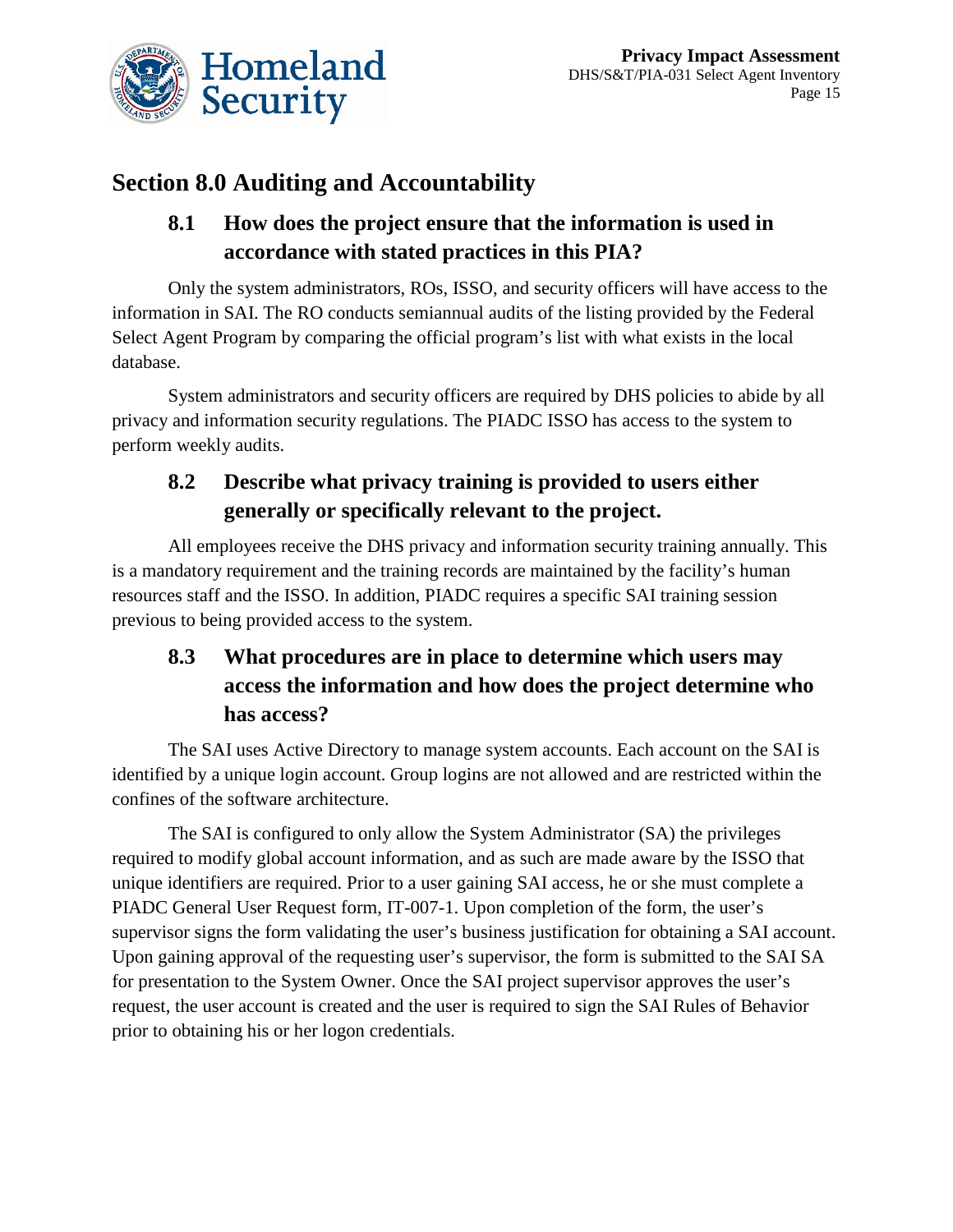## Section 8.0 Auditing and Accountability

### 8.1 How does the project ensure that the information is used in accordance with stated practices in this PIA?

Only the system administrators, ROs, ISSO, and security officers will have access to the information in SAI. The RO conducts semiannual audits of the listing provided by the Federal Select Agent Program by comparing the official program's list with what exists in the local database.

System administrators and security officers are required by DHS policies to abide by all privacy and information security regulations. The PIADC ISSO has access to the system to perform weekly audits.

### 8.2 Describe what privacy training is provided to users either generally or specifically relevant to the project.

All employees receive the DHS privacy and information security training annually. This is a mandatory requirement and the training records are maintained by the facility's human resources staff and the ISSO. In addition, PIADC requires a specific SAI training session previous to being provided access to the system.

### 8.3 What procedures are in place to determine which users may access the information and how does the project determine who has access?

The SAI uses Active Directory to manage system accounts. Each account on the SAI is identified by a unique login account. Group logins are not allowed and are restricted within the confines of the software architecture.

The SAI is configured to only allow the System Administrator (SA) the privileges required to modify global account information, and as such are made aware by the ISSO that unique identifiers are required. Prior to a user gaining SAI access, he or she must complete a PIADC General User Request form, IT-007-1. Upon completion of the form, the user's supervisor signs the form validating the user's business justification for obtaining a SAI account. Upon gaining approval of the requesting user's supervisor, the form is submitted to the SAI SA for presentation to the System Owner. Once the SAI project supervisor approves the user's request, the user account is created and the user is required to sign the SAI Rules of Behavior prior to obtaining his or her logon credentials.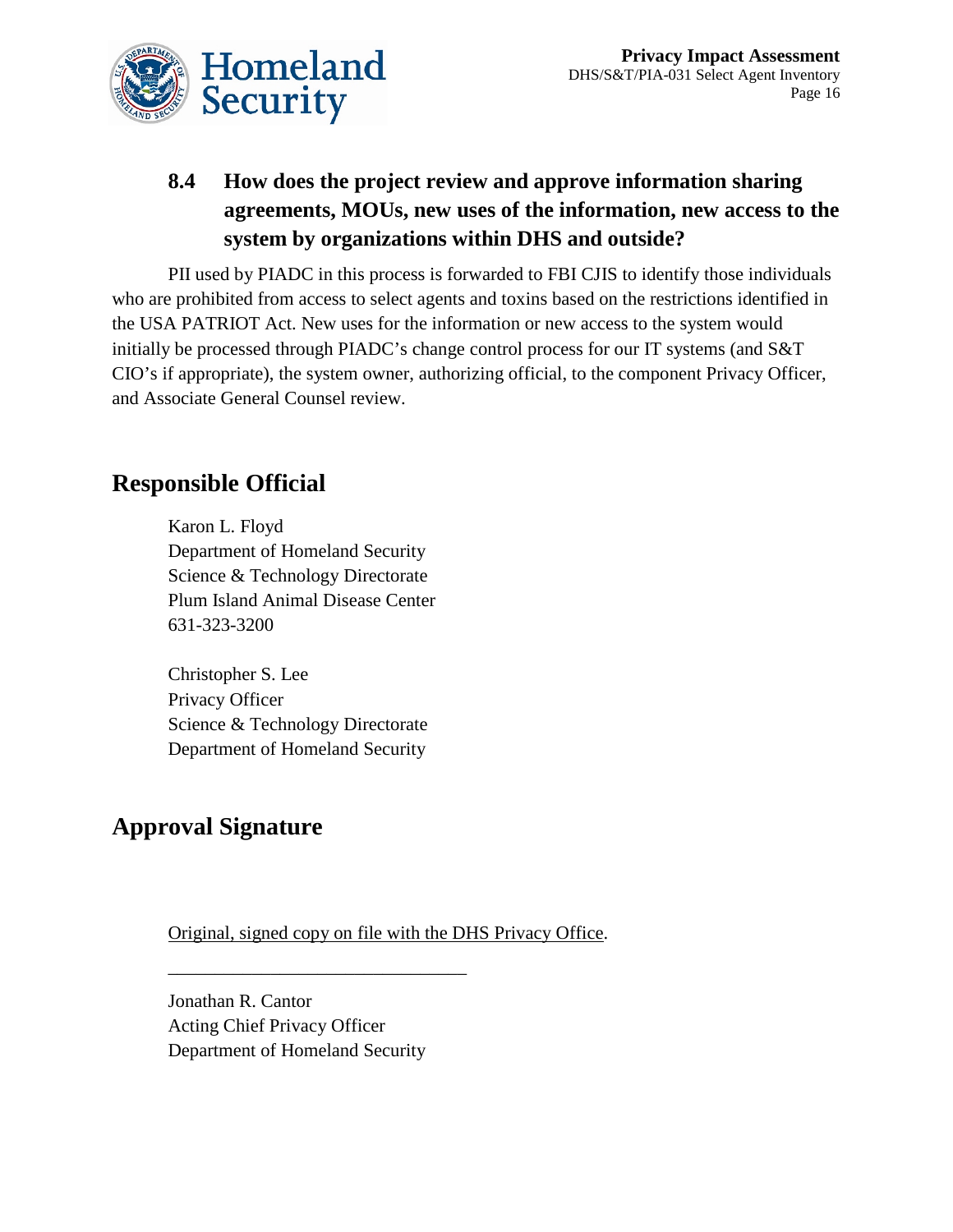### 8.4 How does the project review and approve information sharing agreements, MOUs, new uses of the information, new access to the system by organizations within DHS and outside?

PII used by PIADC in this process is forwarded to FBI CJIS to identify those individuals who are prohibited from access to select agents and toxins based on the restrictions identified in the USA PATRIOT Act. New uses for the information or new access to the system would initially be processed through PIADC's change control process for our IT systems (and S&T CIO's if appropriate), the system owner, authorizing official, to the component Privacy Officer, and Associate General Counsel review.

## Responsible Official

Karon L. Floyd
Department of Homeland Security
Science & Technology Directorate
Plum Island Animal Disease Center
631-323-3200

Christopher S. Lee
Privacy Officer
Science & Technology Directorate
Department of Homeland Security

## Approval Signature

Original, signed copy on file with the DHS Privacy Office.

________________________________

Jonathan R. Cantor
Acting Chief Privacy Officer
Department of Homeland Security